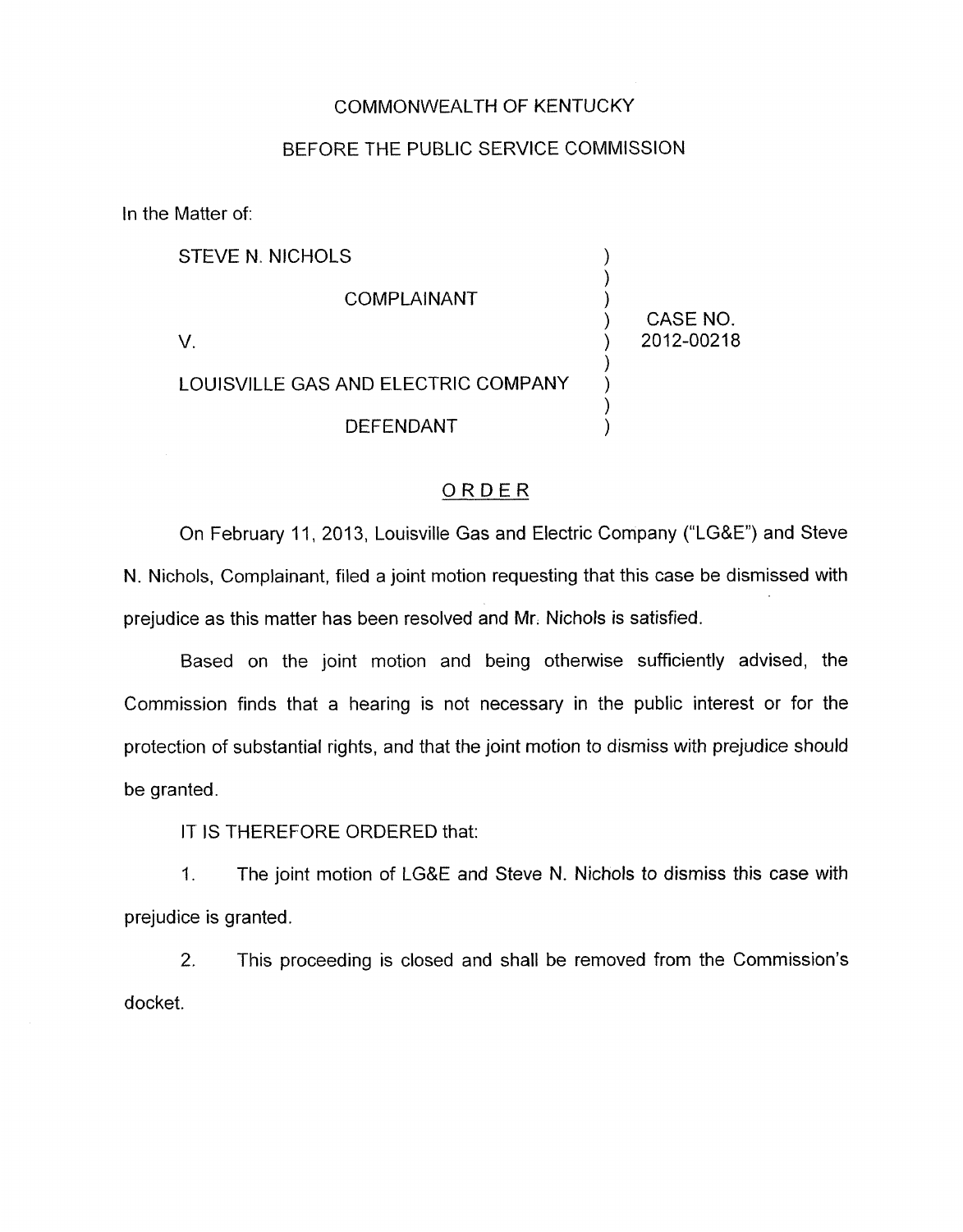COMMONWEALTH OF KENTUCKY

BEFORE THE PUBLIC SERVICE COMMISSION

In the Matter of:

| | | |
|---|---|---|
| STEVE N. NICHOLS | ) | |
| | ) | |
| COMPLAINANT | ) | |
| | ) | CASE NO. |
| V. | ) | 2012-00218 |
| | ) | |
| LOUISVILLE GAS AND ELECTRIC COMPANY | ) | |
| | ) | |
| DEFENDANT | ) | |

## ORDER

On February 11, 2013, Louisville Gas and Electric Company ("LG&E") and Steve N. Nichols, Complainant, filed a joint motion requesting that this case be dismissed with prejudice as this matter has been resolved and Mr. Nichols is satisfied.

Based on the joint motion and being otherwise sufficiently advised, the Commission finds that a hearing is not necessary in the public interest or for the protection of substantial rights, and that the joint motion to dismiss with prejudice should be granted.

IT IS THEREFORE ORDERED that:

1. The joint motion of LG&E and Steve N. Nichols to dismiss this case with prejudice is granted.

2. This proceeding is closed and shall be removed from the Commission's docket.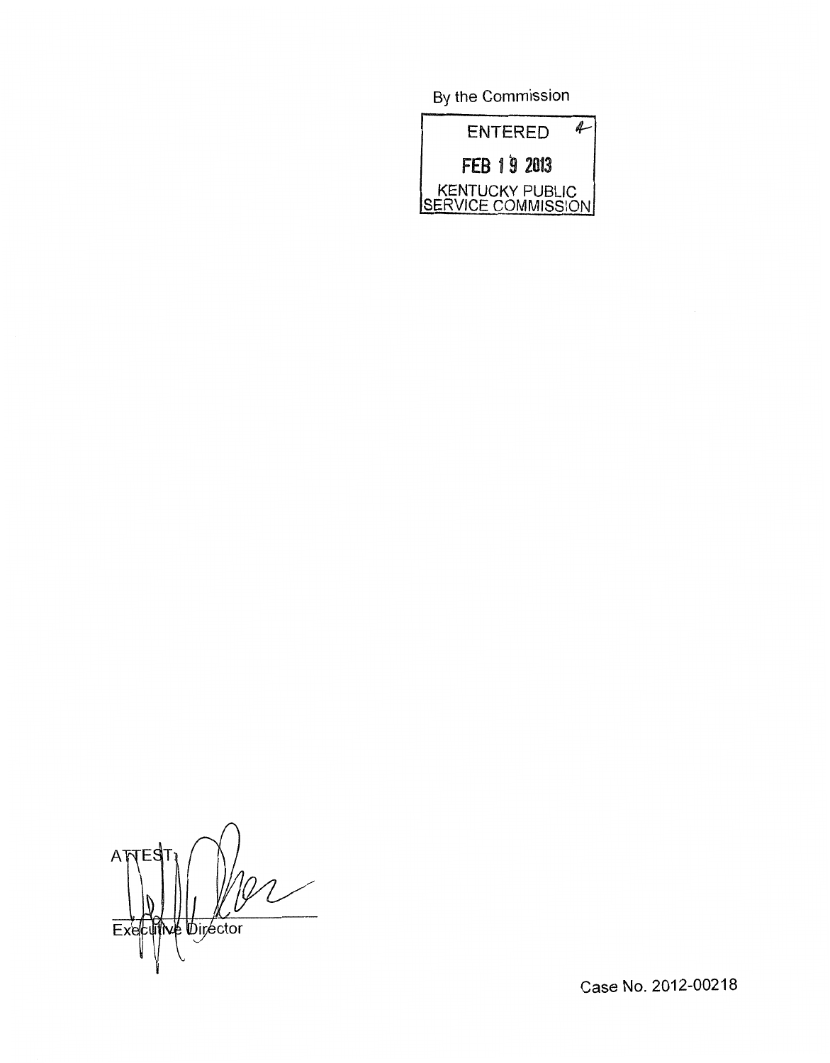By the Commission

ENTERED

FEB 19 2013

KENTUCKY PUBLIC SERVICE COMMISSION

ATTEST:

Executive Director

Case No. 2012-00218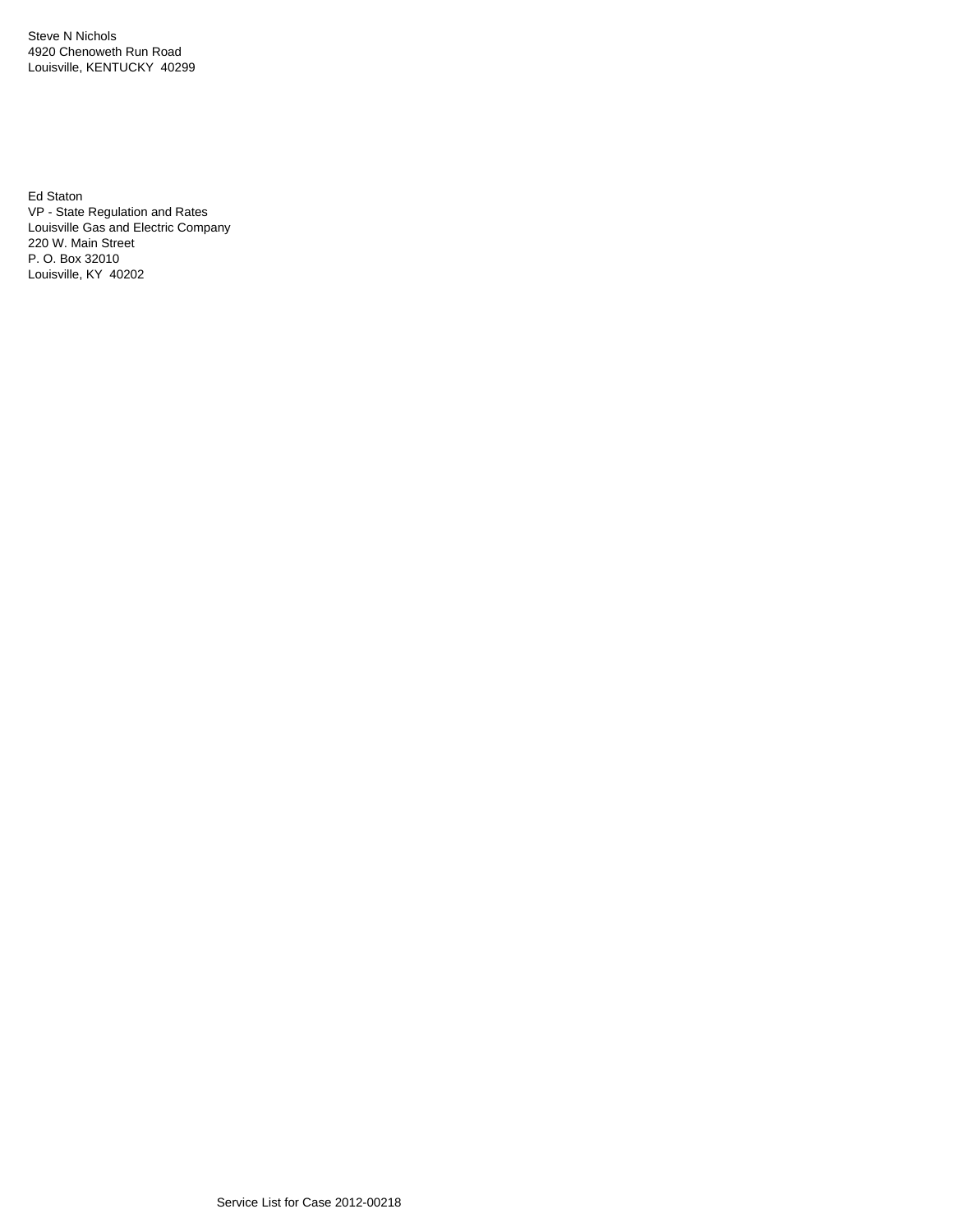Steve N Nichols
4920 Chenoweth Run Road
Louisville, KENTUCKY 40299

Ed Staton
VP - State Regulation and Rates
Louisville Gas and Electric Company
220 W. Main Street
P. O. Box 32010
Louisville, KY 40202